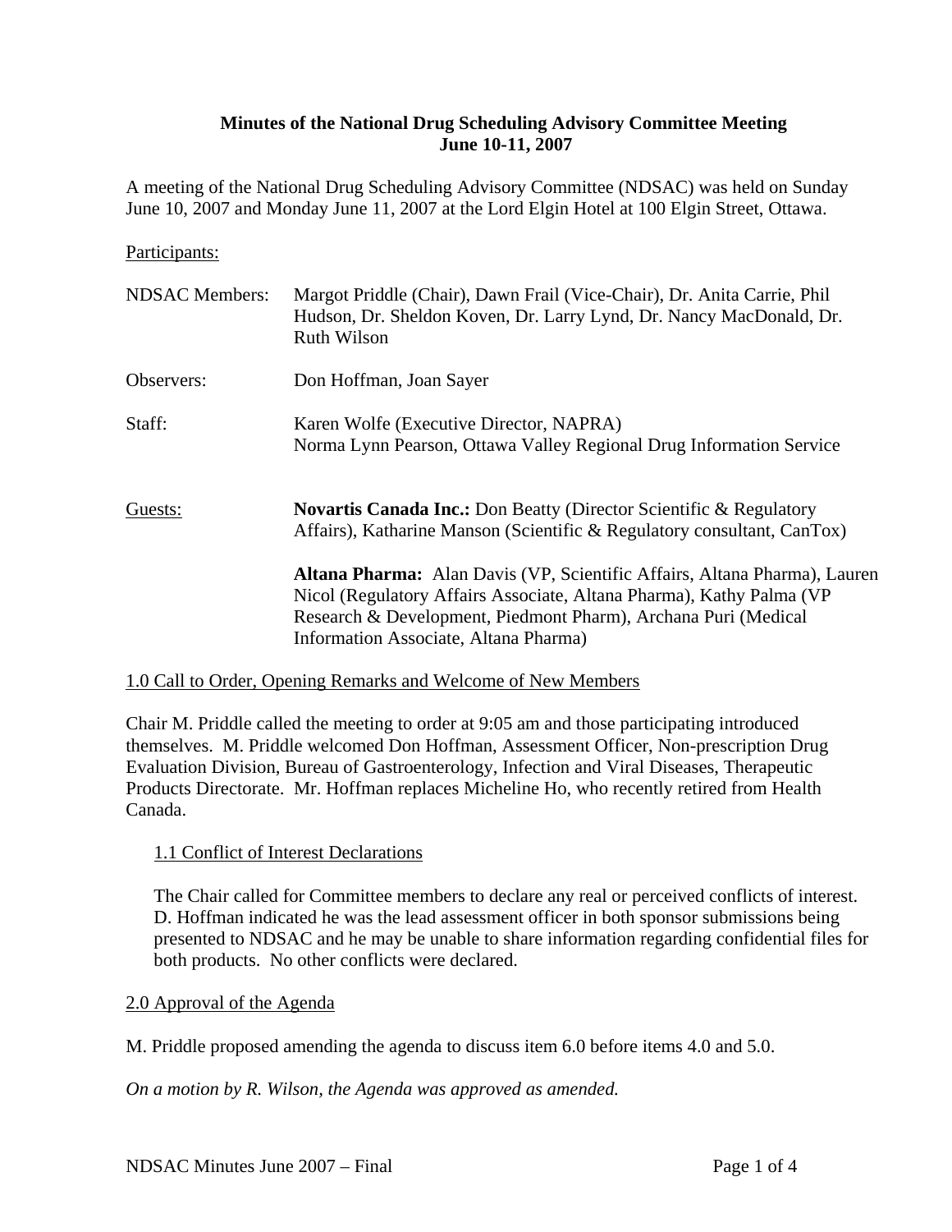# Minutes of the National Drug Scheduling Advisory Committee Meeting
## June 10-11, 2007

A meeting of the National Drug Scheduling Advisory Committee (NDSAC) was held on Sunday June 10, 2007 and Monday June 11, 2007 at the Lord Elgin Hotel at 100 Elgin Street, Ottawa.

Participants:

| | |
|---|---|
| NDSAC Members: | Margot Priddle (Chair), Dawn Frail (Vice-Chair), Dr. Anita Carrie, Phil Hudson, Dr. Sheldon Koven, Dr. Larry Lynd, Dr. Nancy MacDonald, Dr. Ruth Wilson |
| Observers: | Don Hoffman, Joan Sayer |
| Staff: | Karen Wolfe (Executive Director, NAPRA)<br>Norma Lynn Pearson, Ottawa Valley Regional Drug Information Service |
| Guests: | **Novartis Canada Inc.:** Don Beatty (Director Scientific & Regulatory Affairs), Katharine Manson (Scientific & Regulatory consultant, CanTox)<br><br>**Altana Pharma:** Alan Davis (VP, Scientific Affairs, Altana Pharma), Lauren Nicol (Regulatory Affairs Associate, Altana Pharma), Kathy Palma (VP Research & Development, Piedmont Pharm), Archana Puri (Medical Information Associate, Altana Pharma) |

## 1.0 Call to Order, Opening Remarks and Welcome of New Members

Chair M. Priddle called the meeting to order at 9:05 am and those participating introduced themselves. M. Priddle welcomed Don Hoffman, Assessment Officer, Non-prescription Drug Evaluation Division, Bureau of Gastroenterology, Infection and Viral Diseases, Therapeutic Products Directorate. Mr. Hoffman replaces Micheline Ho, who recently retired from Health Canada.

### 1.1 Conflict of Interest Declarations

The Chair called for Committee members to declare any real or perceived conflicts of interest. D. Hoffman indicated he was the lead assessment officer in both sponsor submissions being presented to NDSAC and he may be unable to share information regarding confidential files for both products. No other conflicts were declared.

## 2.0 Approval of the Agenda

M. Priddle proposed amending the agenda to discuss item 6.0 before items 4.0 and 5.0.

*On a motion by R. Wilson, the Agenda was approved as amended.*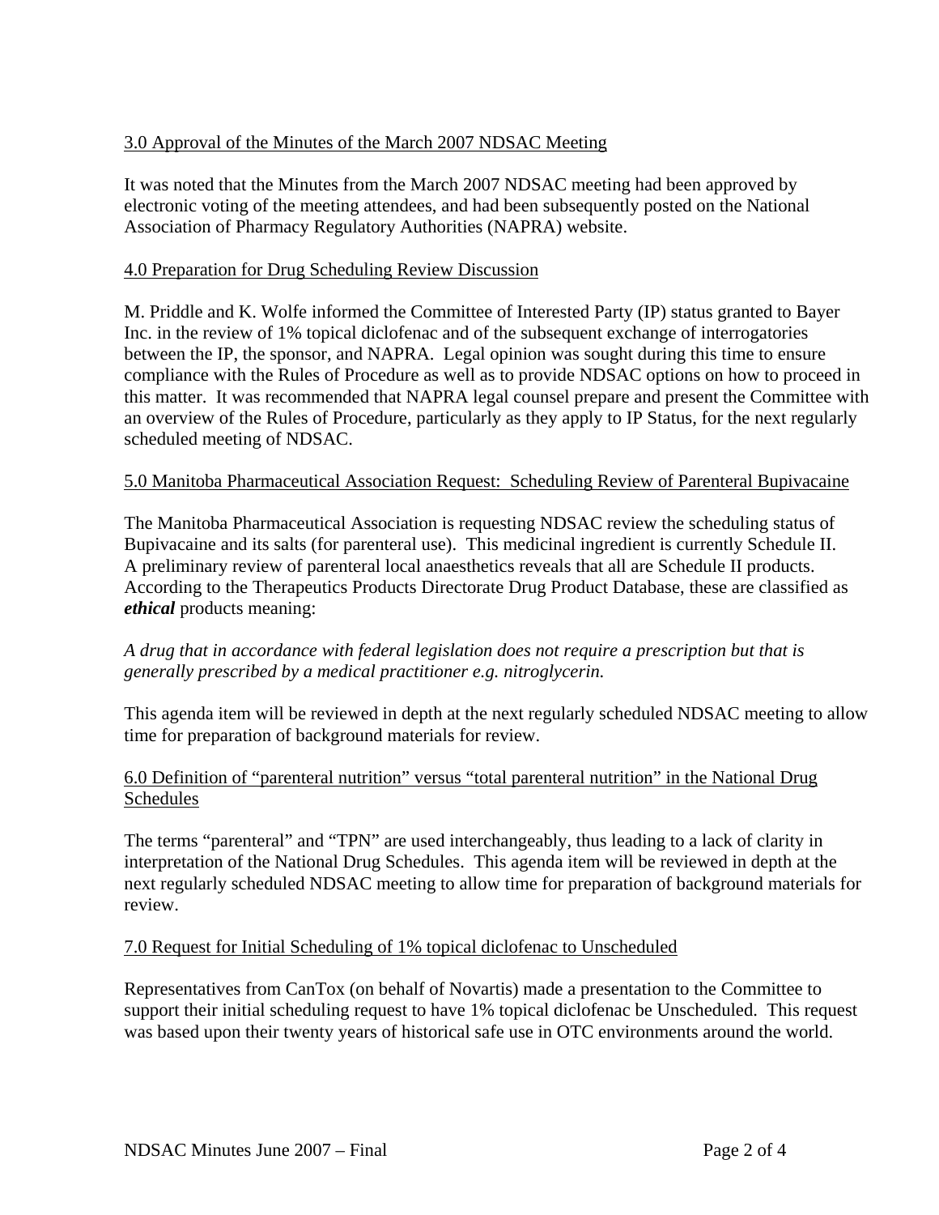## 3.0 Approval of the Minutes of the March 2007 NDSAC Meeting

It was noted that the Minutes from the March 2007 NDSAC meeting had been approved by electronic voting of the meeting attendees, and had been subsequently posted on the National Association of Pharmacy Regulatory Authorities (NAPRA) website.

## 4.0 Preparation for Drug Scheduling Review Discussion

M. Priddle and K. Wolfe informed the Committee of Interested Party (IP) status granted to Bayer Inc. in the review of 1% topical diclofenac and of the subsequent exchange of interrogatories between the IP, the sponsor, and NAPRA. Legal opinion was sought during this time to ensure compliance with the Rules of Procedure as well as to provide NDSAC options on how to proceed in this matter. It was recommended that NAPRA legal counsel prepare and present the Committee with an overview of the Rules of Procedure, particularly as they apply to IP Status, for the next regularly scheduled meeting of NDSAC.

## 5.0 Manitoba Pharmaceutical Association Request: Scheduling Review of Parenteral Bupivacaine

The Manitoba Pharmaceutical Association is requesting NDSAC review the scheduling status of Bupivacaine and its salts (for parenteral use). This medicinal ingredient is currently Schedule II. A preliminary review of parenteral local anaesthetics reveals that all are Schedule II products. According to the Therapeutics Products Directorate Drug Product Database, these are classified as ***ethical*** products meaning:

*A drug that in accordance with federal legislation does not require a prescription but that is generally prescribed by a medical practitioner e.g. nitroglycerin.*

This agenda item will be reviewed in depth at the next regularly scheduled NDSAC meeting to allow time for preparation of background materials for review.

## 6.0 Definition of "parenteral nutrition" versus "total parenteral nutrition" in the National Drug Schedules

The terms "parenteral" and "TPN" are used interchangeably, thus leading to a lack of clarity in interpretation of the National Drug Schedules. This agenda item will be reviewed in depth at the next regularly scheduled NDSAC meeting to allow time for preparation of background materials for review.

## 7.0 Request for Initial Scheduling of 1% topical diclofenac to Unscheduled

Representatives from CanTox (on behalf of Novartis) made a presentation to the Committee to support their initial scheduling request to have 1% topical diclofenac be Unscheduled. This request was based upon their twenty years of historical safe use in OTC environments around the world.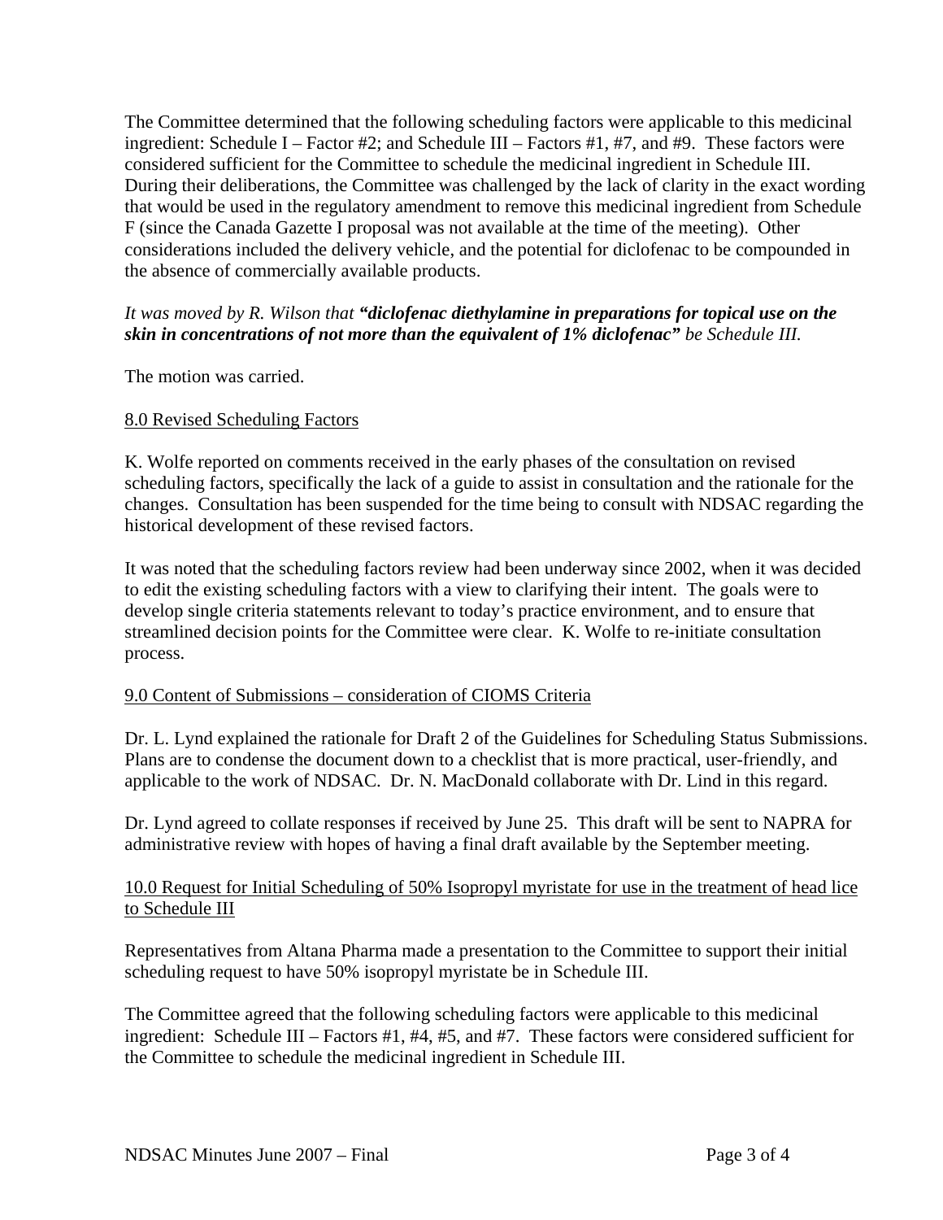The Committee determined that the following scheduling factors were applicable to this medicinal ingredient: Schedule I – Factor #2; and Schedule III – Factors #1, #7, and #9. These factors were considered sufficient for the Committee to schedule the medicinal ingredient in Schedule III. During their deliberations, the Committee was challenged by the lack of clarity in the exact wording that would be used in the regulatory amendment to remove this medicinal ingredient from Schedule F (since the Canada Gazette I proposal was not available at the time of the meeting). Other considerations included the delivery vehicle, and the potential for diclofenac to be compounded in the absence of commercially available products.

*It was moved by R. Wilson that* ***"diclofenac diethylamine in preparations for topical use on the skin in concentrations of not more than the equivalent of 1% diclofenac"*** *be Schedule III.*

The motion was carried.

<u>8.0 Revised Scheduling Factors</u>

K. Wolfe reported on comments received in the early phases of the consultation on revised scheduling factors, specifically the lack of a guide to assist in consultation and the rationale for the changes. Consultation has been suspended for the time being to consult with NDSAC regarding the historical development of these revised factors.

It was noted that the scheduling factors review had been underway since 2002, when it was decided to edit the existing scheduling factors with a view to clarifying their intent. The goals were to develop single criteria statements relevant to today's practice environment, and to ensure that streamlined decision points for the Committee were clear. K. Wolfe to re-initiate consultation process.

<u>9.0 Content of Submissions – consideration of CIOMS Criteria</u>

Dr. L. Lynd explained the rationale for Draft 2 of the Guidelines for Scheduling Status Submissions. Plans are to condense the document down to a checklist that is more practical, user-friendly, and applicable to the work of NDSAC. Dr. N. MacDonald collaborate with Dr. Lind in this regard.

Dr. Lynd agreed to collate responses if received by June 25. This draft will be sent to NAPRA for administrative review with hopes of having a final draft available by the September meeting.

<u>10.0 Request for Initial Scheduling of 50% Isopropyl myristate for use in the treatment of head lice to Schedule III</u>

Representatives from Altana Pharma made a presentation to the Committee to support their initial scheduling request to have 50% isopropyl myristate be in Schedule III.

The Committee agreed that the following scheduling factors were applicable to this medicinal ingredient: Schedule III – Factors #1, #4, #5, and #7. These factors were considered sufficient for the Committee to schedule the medicinal ingredient in Schedule III.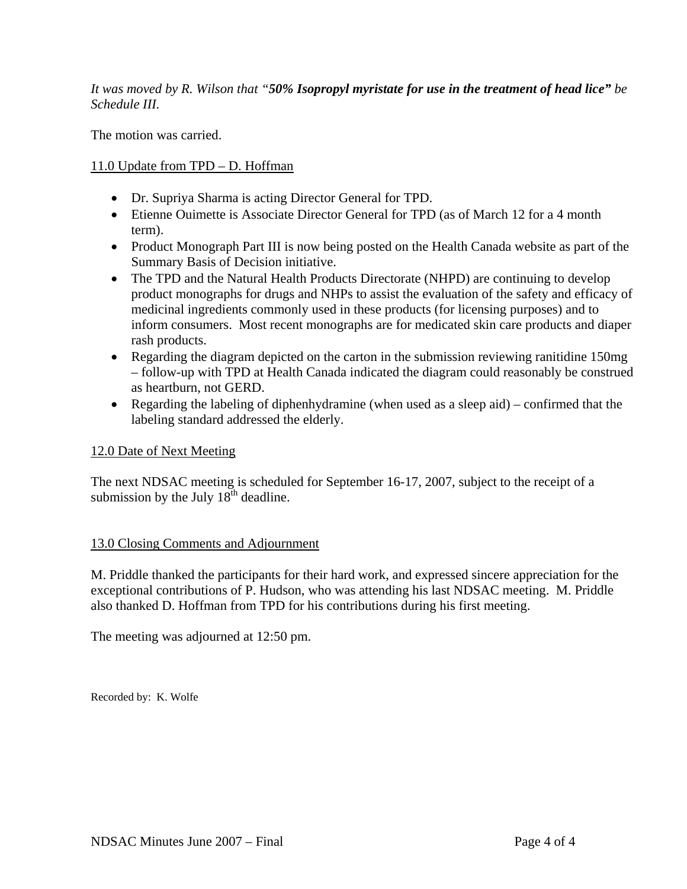*It was moved by R. Wilson that "**50% Isopropyl myristate for use in the treatment of head lice"** be Schedule III.*

The motion was carried.

## 11.0 Update from TPD – D. Hoffman

- Dr. Supriya Sharma is acting Director General for TPD.
- Etienne Ouimette is Associate Director General for TPD (as of March 12 for a 4 month term).
- Product Monograph Part III is now being posted on the Health Canada website as part of the Summary Basis of Decision initiative.
- The TPD and the Natural Health Products Directorate (NHPD) are continuing to develop product monographs for drugs and NHPs to assist the evaluation of the safety and efficacy of medicinal ingredients commonly used in these products (for licensing purposes) and to inform consumers. Most recent monographs are for medicated skin care products and diaper rash products.
- Regarding the diagram depicted on the carton in the submission reviewing ranitidine 150mg – follow-up with TPD at Health Canada indicated the diagram could reasonably be construed as heartburn, not GERD.
- Regarding the labeling of diphenhydramine (when used as a sleep aid) – confirmed that the labeling standard addressed the elderly.

## 12.0 Date of Next Meeting

The next NDSAC meeting is scheduled for September 16-17, 2007, subject to the receipt of a submission by the July 18th deadline.

## 13.0 Closing Comments and Adjournment

M. Priddle thanked the participants for their hard work, and expressed sincere appreciation for the exceptional contributions of P. Hudson, who was attending his last NDSAC meeting. M. Priddle also thanked D. Hoffman from TPD for his contributions during his first meeting.

The meeting was adjourned at 12:50 pm.

Recorded by: K. Wolfe